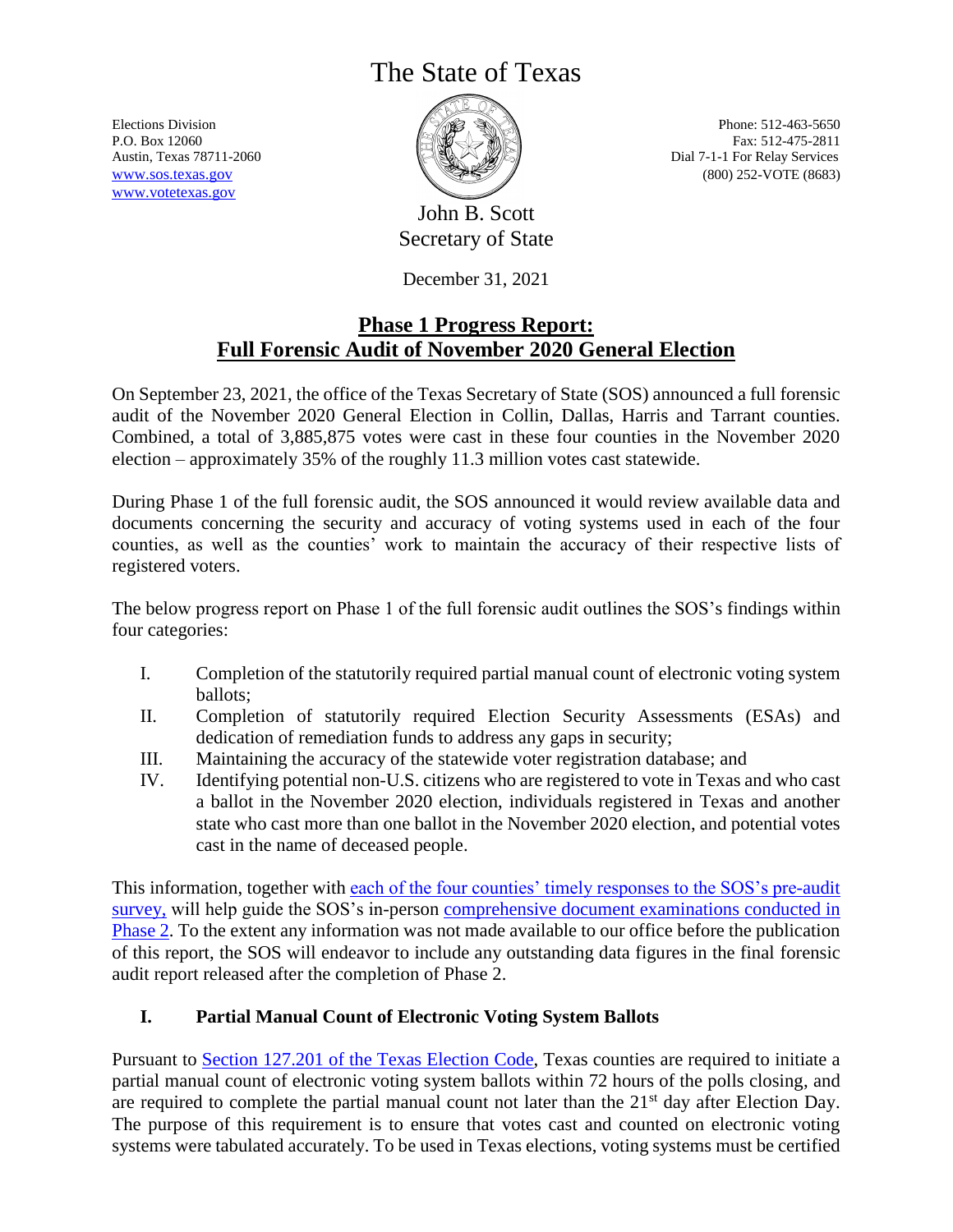# The State of Texas

Elections Division
P.O. Box 12060
Austin, Texas 78711-2060
www.sos.texas.gov
www.votetexas.gov

Phone: 512-463-5650
Fax: 512-475-2811
Dial 7-1-1 For Relay Services
(800) 252-VOTE (8683)

John B. Scott
Secretary of State

December 31, 2021

## Phase 1 Progress Report: Full Forensic Audit of November 2020 General Election

On September 23, 2021, the office of the Texas Secretary of State (SOS) announced a full forensic audit of the November 2020 General Election in Collin, Dallas, Harris and Tarrant counties. Combined, a total of 3,885,875 votes were cast in these four counties in the November 2020 election – approximately 35% of the roughly 11.3 million votes cast statewide.

During Phase 1 of the full forensic audit, the SOS announced it would review available data and documents concerning the security and accuracy of voting systems used in each of the four counties, as well as the counties' work to maintain the accuracy of their respective lists of registered voters.

The below progress report on Phase 1 of the full forensic audit outlines the SOS's findings within four categories:

I. Completion of the statutorily required partial manual count of electronic voting system ballots;
II. Completion of statutorily required Election Security Assessments (ESAs) and dedication of remediation funds to address any gaps in security;
III. Maintaining the accuracy of the statewide voter registration database; and
IV. Identifying potential non-U.S. citizens who are registered to vote in Texas and who cast a ballot in the November 2020 election, individuals registered in Texas and another state who cast more than one ballot in the November 2020 election, and potential votes cast in the name of deceased people.

This information, together with each of the four counties' timely responses to the SOS's pre-audit survey, will help guide the SOS's in-person comprehensive document examinations conducted in Phase 2. To the extent any information was not made available to our office before the publication of this report, the SOS will endeavor to include any outstanding data figures in the final forensic audit report released after the completion of Phase 2.

### I. Partial Manual Count of Electronic Voting System Ballots

Pursuant to Section 127.201 of the Texas Election Code, Texas counties are required to initiate a partial manual count of electronic voting system ballots within 72 hours of the polls closing, and are required to complete the partial manual count not later than the 21st day after Election Day. The purpose of this requirement is to ensure that votes cast and counted on electronic voting systems were tabulated accurately. To be used in Texas elections, voting systems must be certified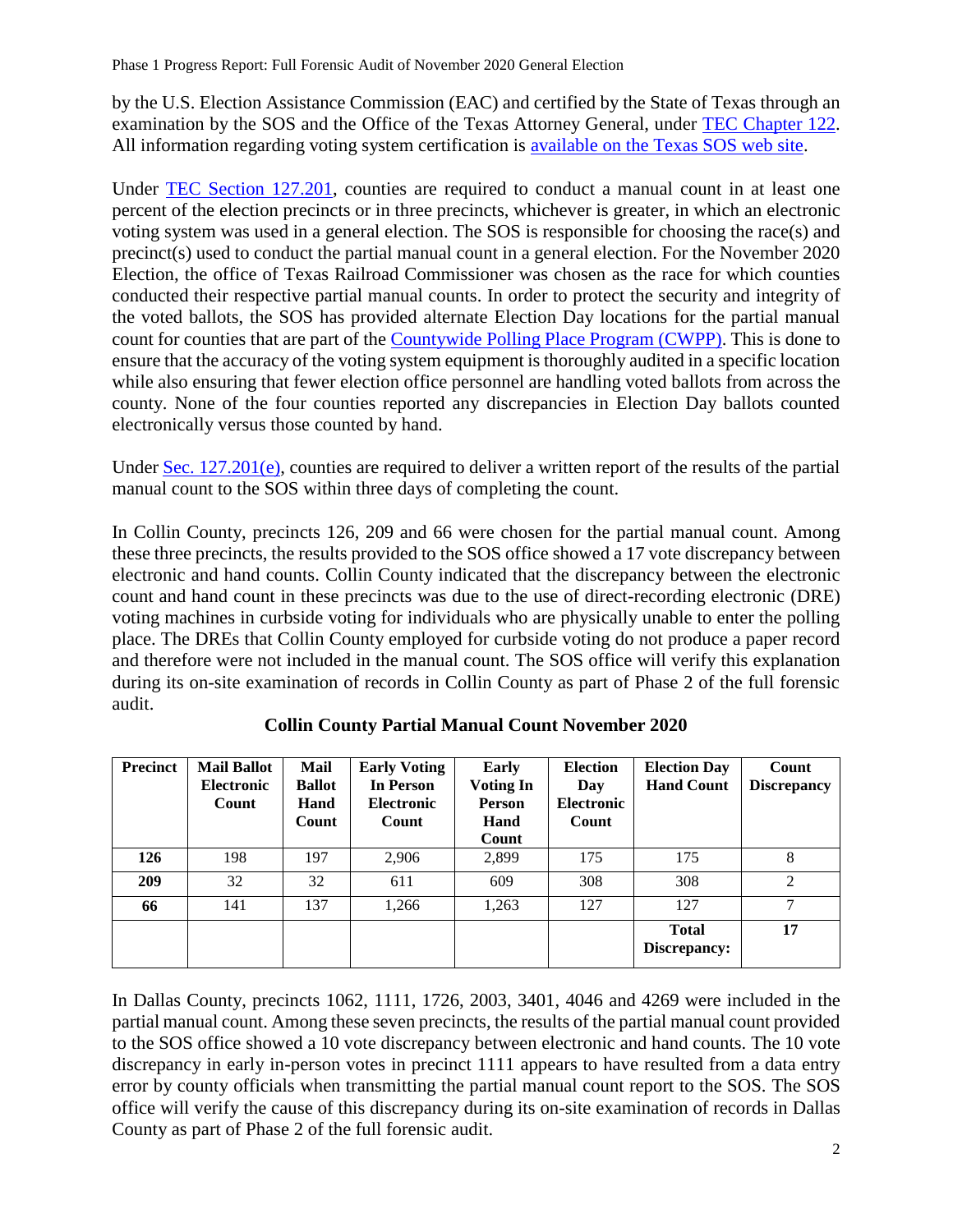by the U.S. Election Assistance Commission (EAC) and certified by the State of Texas through an examination by the SOS and the Office of the Texas Attorney General, under [TEC Chapter 122](). All information regarding voting system certification is [available on the Texas SOS web site]().

Under [TEC Section 127.201](), counties are required to conduct a manual count in at least one percent of the election precincts or in three precincts, whichever is greater, in which an electronic voting system was used in a general election. The SOS is responsible for choosing the race(s) and precinct(s) used to conduct the partial manual count in a general election. For the November 2020 Election, the office of Texas Railroad Commissioner was chosen as the race for which counties conducted their respective partial manual counts. In order to protect the security and integrity of the voted ballots, the SOS has provided alternate Election Day locations for the partial manual count for counties that are part of the [Countywide Polling Place Program (CWPP)](). This is done to ensure that the accuracy of the voting system equipment is thoroughly audited in a specific location while also ensuring that fewer election office personnel are handling voted ballots from across the county. None of the four counties reported any discrepancies in Election Day ballots counted electronically versus those counted by hand.

Under [Sec. 127.201(e)](), counties are required to deliver a written report of the results of the partial manual count to the SOS within three days of completing the count.

In Collin County, precincts 126, 209 and 66 were chosen for the partial manual count. Among these three precincts, the results provided to the SOS office showed a 17 vote discrepancy between electronic and hand counts. Collin County indicated that the discrepancy between the electronic count and hand count in these precincts was due to the use of direct-recording electronic (DRE) voting machines in curbside voting for individuals who are physically unable to enter the polling place. The DREs that Collin County employed for curbside voting do not produce a paper record and therefore were not included in the manual count. The SOS office will verify this explanation during its on-site examination of records in Collin County as part of Phase 2 of the full forensic audit.

**Collin County Partial Manual Count November 2020**

| Precinct | Mail Ballot Electronic Count | Mail Ballot Hand Count | Early Voting In Person Electronic Count | Early Voting In Person Hand Count | Election Day Electronic Count | Election Day Hand Count | Count Discrepancy |
|---|---|---|---|---|---|---|---|
| **126** | 198 | 197 | 2,906 | 2,899 | 175 | 175 | 8 |
| **209** | 32 | 32 | 611 | 609 | 308 | 308 | 2 |
| **66** | 141 | 137 | 1,266 | 1,263 | 127 | 127 | 7 |
| | | | | | | **Total Discrepancy:** | **17** |

In Dallas County, precincts 1062, 1111, 1726, 2003, 3401, 4046 and 4269 were included in the partial manual count. Among these seven precincts, the results of the partial manual count provided to the SOS office showed a 10 vote discrepancy between electronic and hand counts. The 10 vote discrepancy in early in-person votes in precinct 1111 appears to have resulted from a data entry error by county officials when transmitting the partial manual count report to the SOS. The SOS office will verify the cause of this discrepancy during its on-site examination of records in Dallas County as part of Phase 2 of the full forensic audit.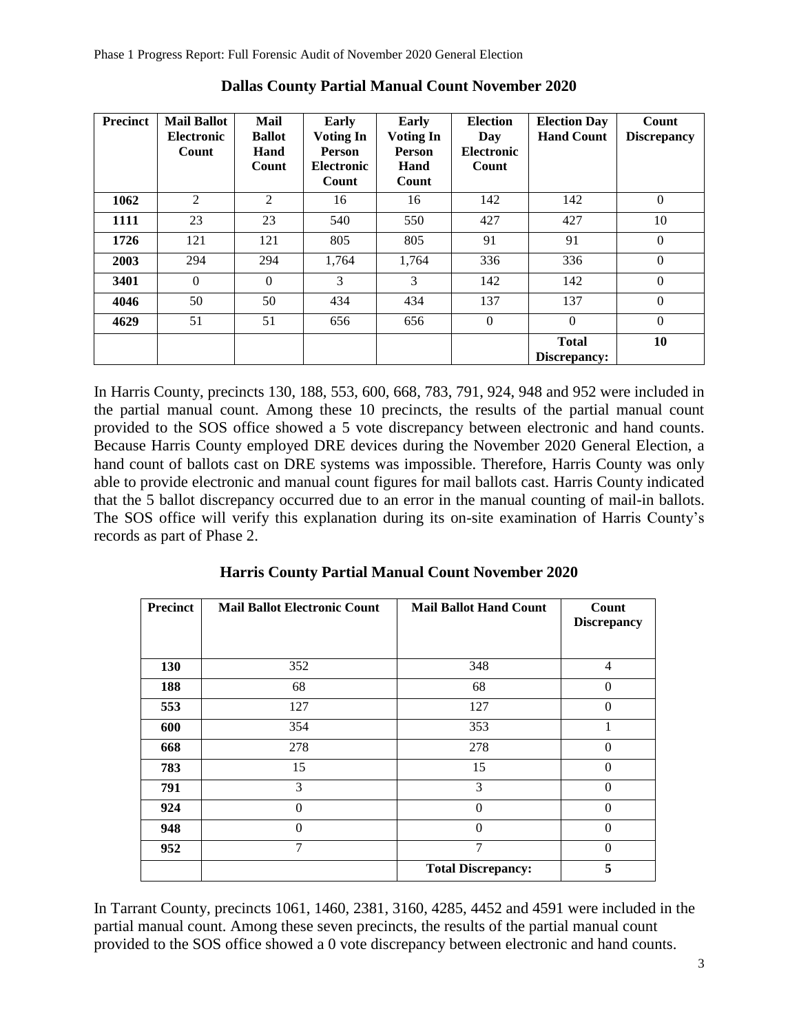### Dallas County Partial Manual Count November 2020

| Precinct | Mail Ballot Electronic Count | Mail Ballot Hand Count | Early Voting In Person Electronic Count | Early Voting In Person Hand Count | Election Day Electronic Count | Election Day Hand Count | Count Discrepancy |
|---|---|---|---|---|---|---|---|
| **1062** | 2 | 2 | 16 | 16 | 142 | 142 | 0 |
| **1111** | 23 | 23 | 540 | 550 | 427 | 427 | 10 |
| **1726** | 121 | 121 | 805 | 805 | 91 | 91 | 0 |
| **2003** | 294 | 294 | 1,764 | 1,764 | 336 | 336 | 0 |
| **3401** | 0 | 0 | 3 | 3 | 142 | 142 | 0 |
| **4046** | 50 | 50 | 434 | 434 | 137 | 137 | 0 |
| **4629** | 51 | 51 | 656 | 656 | 0 | 0 | 0 |
| | | | | | | **Total Discrepancy:** | **10** |

In Harris County, precincts 130, 188, 553, 600, 668, 783, 791, 924, 948 and 952 were included in the partial manual count. Among these 10 precincts, the results of the partial manual count provided to the SOS office showed a 5 vote discrepancy between electronic and hand counts. Because Harris County employed DRE devices during the November 2020 General Election, a hand count of ballots cast on DRE systems was impossible. Therefore, Harris County was only able to provide electronic and manual count figures for mail ballots cast. Harris County indicated that the 5 ballot discrepancy occurred due to an error in the manual counting of mail-in ballots. The SOS office will verify this explanation during its on-site examination of Harris County's records as part of Phase 2.

### Harris County Partial Manual Count November 2020

| Precinct | Mail Ballot Electronic Count | Mail Ballot Hand Count | Count Discrepancy |
|---|---|---|---|
| **130** | 352 | 348 | 4 |
| **188** | 68 | 68 | 0 |
| **553** | 127 | 127 | 0 |
| **600** | 354 | 353 | 1 |
| **668** | 278 | 278 | 0 |
| **783** | 15 | 15 | 0 |
| **791** | 3 | 3 | 0 |
| **924** | 0 | 0 | 0 |
| **948** | 0 | 0 | 0 |
| **952** | 7 | 7 | 0 |
| | | **Total Discrepancy:** | **5** |

In Tarrant County, precincts 1061, 1460, 2381, 3160, 4285, 4452 and 4591 were included in the partial manual count. Among these seven precincts, the results of the partial manual count provided to the SOS office showed a 0 vote discrepancy between electronic and hand counts.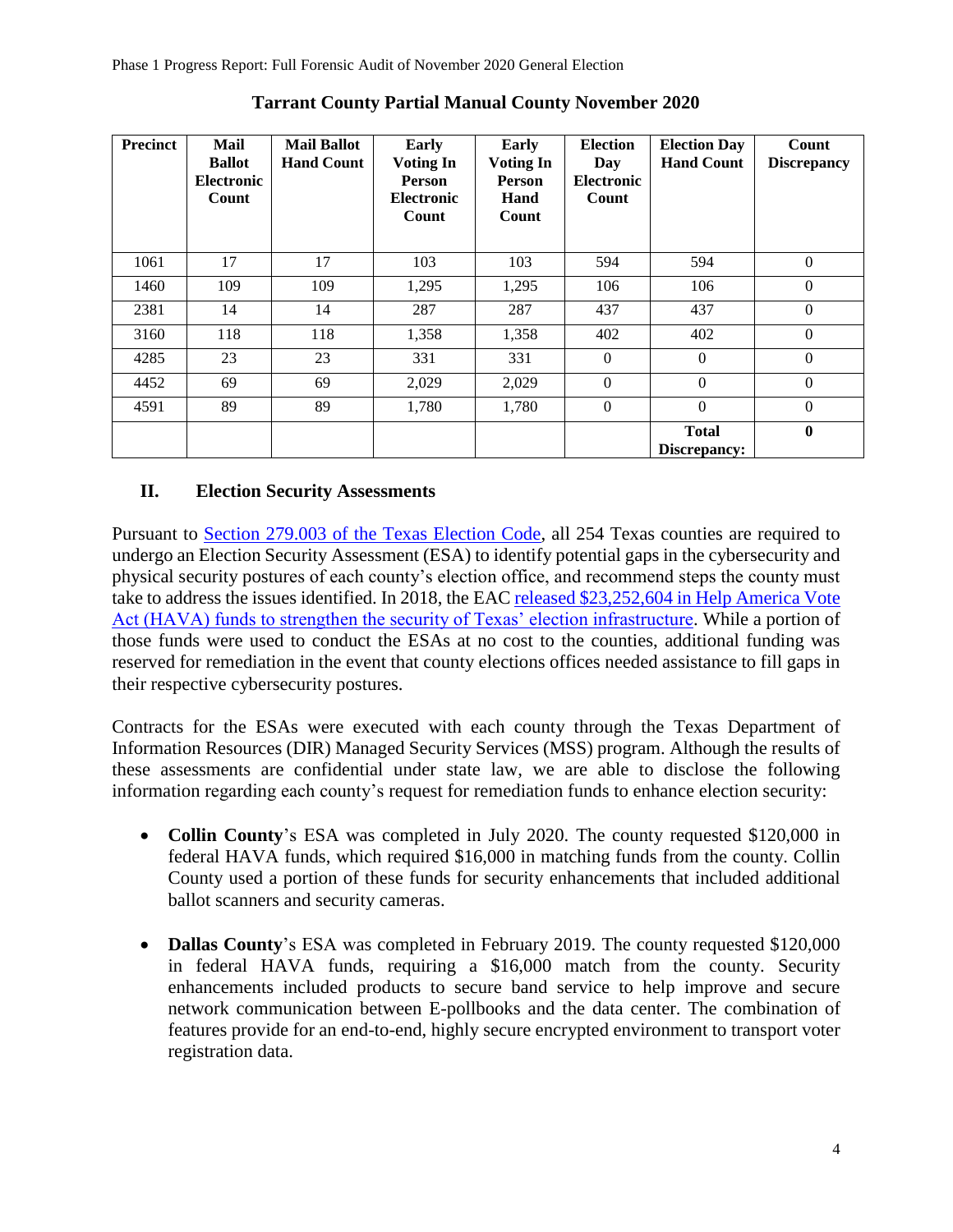**Tarrant County Partial Manual County November 2020**

| Precinct | Mail Ballot Electronic Count | Mail Ballot Hand Count | Early Voting In Person Electronic Count | Early Voting In Person Hand Count | Election Day Electronic Count | Election Day Hand Count | Count Discrepancy |
|---|---|---|---|---|---|---|---|
| 1061 | 17 | 17 | 103 | 103 | 594 | 594 | 0 |
| 1460 | 109 | 109 | 1,295 | 1,295 | 106 | 106 | 0 |
| 2381 | 14 | 14 | 287 | 287 | 437 | 437 | 0 |
| 3160 | 118 | 118 | 1,358 | 1,358 | 402 | 402 | 0 |
| 4285 | 23 | 23 | 331 | 331 | 0 | 0 | 0 |
| 4452 | 69 | 69 | 2,029 | 2,029 | 0 | 0 | 0 |
| 4591 | 89 | 89 | 1,780 | 1,780 | 0 | 0 | 0 |
| | | | | | | **Total Discrepancy:** | **0** |

## II. Election Security Assessments

Pursuant to Section 279.003 of the Texas Election Code, all 254 Texas counties are required to undergo an Election Security Assessment (ESA) to identify potential gaps in the cybersecurity and physical security postures of each county's election office, and recommend steps the county must take to address the issues identified. In 2018, the EAC released $23,252,604 in Help America Vote Act (HAVA) funds to strengthen the security of Texas' election infrastructure. While a portion of those funds were used to conduct the ESAs at no cost to the counties, additional funding was reserved for remediation in the event that county elections offices needed assistance to fill gaps in their respective cybersecurity postures.

Contracts for the ESAs were executed with each county through the Texas Department of Information Resources (DIR) Managed Security Services (MSS) program. Although the results of these assessments are confidential under state law, we are able to disclose the following information regarding each county's request for remediation funds to enhance election security:

- **Collin County**'s ESA was completed in July 2020. The county requested $120,000 in federal HAVA funds, which required $16,000 in matching funds from the county. Collin County used a portion of these funds for security enhancements that included additional ballot scanners and security cameras.
- **Dallas County**'s ESA was completed in February 2019. The county requested $120,000 in federal HAVA funds, requiring a $16,000 match from the county. Security enhancements included products to secure band service to help improve and secure network communication between E-pollbooks and the data center. The combination of features provide for an end-to-end, highly secure encrypted environment to transport voter registration data.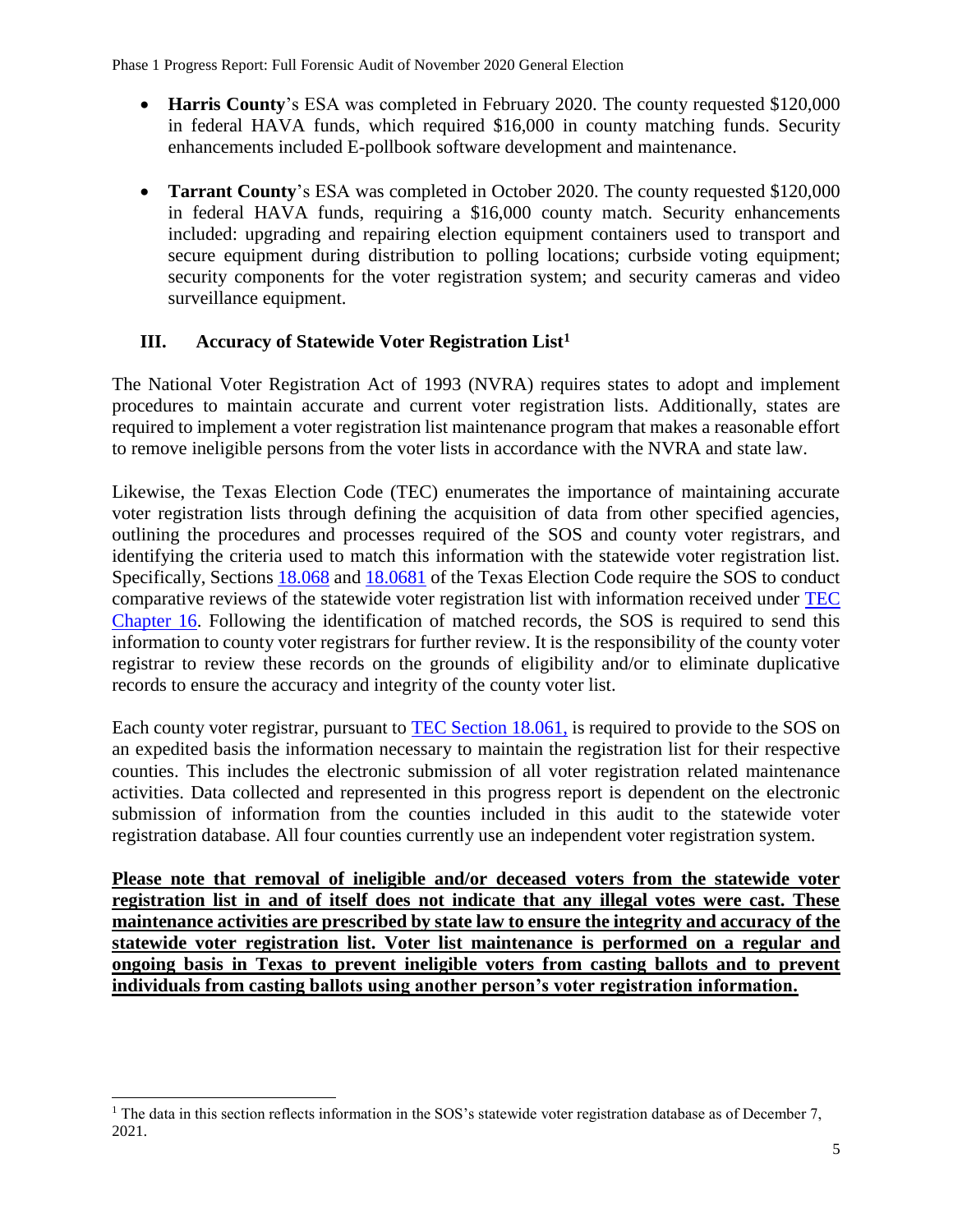- **Harris County**'s ESA was completed in February 2020. The county requested $120,000 in federal HAVA funds, which required $16,000 in county matching funds. Security enhancements included E-pollbook software development and maintenance.

- **Tarrant County**'s ESA was completed in October 2020. The county requested $120,000 in federal HAVA funds, requiring a $16,000 county match. Security enhancements included: upgrading and repairing election equipment containers used to transport and secure equipment during distribution to polling locations; curbside voting equipment; security components for the voter registration system; and security cameras and video surveillance equipment.

## III. Accuracy of Statewide Voter Registration List[1]

The National Voter Registration Act of 1993 (NVRA) requires states to adopt and implement procedures to maintain accurate and current voter registration lists. Additionally, states are required to implement a voter registration list maintenance program that makes a reasonable effort to remove ineligible persons from the voter lists in accordance with the NVRA and state law.

Likewise, the Texas Election Code (TEC) enumerates the importance of maintaining accurate voter registration lists through defining the acquisition of data from other specified agencies, outlining the procedures and processes required of the SOS and county voter registrars, and identifying the criteria used to match this information with the statewide voter registration list. Specifically, Sections 18.068 and 18.0681 of the Texas Election Code require the SOS to conduct comparative reviews of the statewide voter registration list with information received under TEC Chapter 16. Following the identification of matched records, the SOS is required to send this information to county voter registrars for further review. It is the responsibility of the county voter registrar to review these records on the grounds of eligibility and/or to eliminate duplicative records to ensure the accuracy and integrity of the county voter list.

Each county voter registrar, pursuant to TEC Section 18.061, is required to provide to the SOS on an expedited basis the information necessary to maintain the registration list for their respective counties. This includes the electronic submission of all voter registration related maintenance activities. Data collected and represented in this progress report is dependent on the electronic submission of information from the counties included in this audit to the statewide voter registration database. All four counties currently use an independent voter registration system.

**Please note that removal of ineligible and/or deceased voters from the statewide voter registration list in and of itself does not indicate that any illegal votes were cast. These maintenance activities are prescribed by state law to ensure the integrity and accuracy of the statewide voter registration list. Voter list maintenance is performed on a regular and ongoing basis in Texas to prevent ineligible voters from casting ballots and to prevent individuals from casting ballots using another person's voter registration information.**

[1] The data in this section reflects information in the SOS's statewide voter registration database as of December 7, 2021.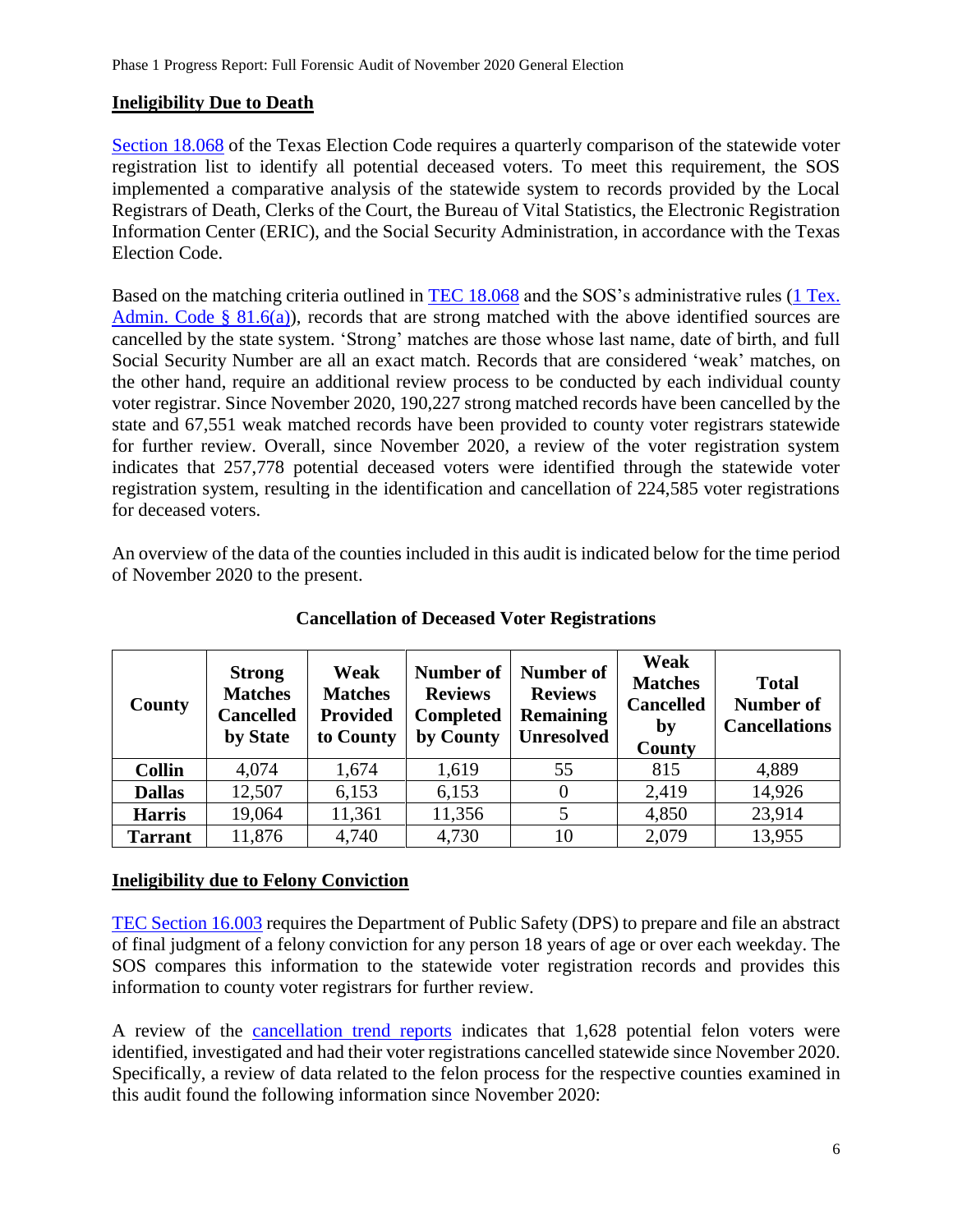## Ineligibility Due to Death

Section 18.068 of the Texas Election Code requires a quarterly comparison of the statewide voter registration list to identify all potential deceased voters. To meet this requirement, the SOS implemented a comparative analysis of the statewide system to records provided by the Local Registrars of Death, Clerks of the Court, the Bureau of Vital Statistics, the Electronic Registration Information Center (ERIC), and the Social Security Administration, in accordance with the Texas Election Code.

Based on the matching criteria outlined in TEC 18.068 and the SOS's administrative rules (1 Tex. Admin. Code § 81.6(a)), records that are strong matched with the above identified sources are cancelled by the state system. 'Strong' matches are those whose last name, date of birth, and full Social Security Number are all an exact match. Records that are considered 'weak' matches, on the other hand, require an additional review process to be conducted by each individual county voter registrar. Since November 2020, 190,227 strong matched records have been cancelled by the state and 67,551 weak matched records have been provided to county voter registrars statewide for further review. Overall, since November 2020, a review of the voter registration system indicates that 257,778 potential deceased voters were identified through the statewide voter registration system, resulting in the identification and cancellation of 224,585 voter registrations for deceased voters.

An overview of the data of the counties included in this audit is indicated below for the time period of November 2020 to the present.

**Cancellation of Deceased Voter Registrations**

| County | Strong Matches Cancelled by State | Weak Matches Provided to County | Number of Reviews Completed by County | Number of Reviews Remaining Unresolved | Weak Matches Cancelled by County | Total Number of Cancellations |
|---|---|---|---|---|---|---|
| **Collin** | 4,074 | 1,674 | 1,619 | 55 | 815 | 4,889 |
| **Dallas** | 12,507 | 6,153 | 6,153 | 0 | 2,419 | 14,926 |
| **Harris** | 19,064 | 11,361 | 11,356 | 5 | 4,850 | 23,914 |
| **Tarrant** | 11,876 | 4,740 | 4,730 | 10 | 2,079 | 13,955 |

## Ineligibility due to Felony Conviction

TEC Section 16.003 requires the Department of Public Safety (DPS) to prepare and file an abstract of final judgment of a felony conviction for any person 18 years of age or over each weekday. The SOS compares this information to the statewide voter registration records and provides this information to county voter registrars for further review.

A review of the cancellation trend reports indicates that 1,628 potential felon voters were identified, investigated and had their voter registrations cancelled statewide since November 2020. Specifically, a review of data related to the felon process for the respective counties examined in this audit found the following information since November 2020: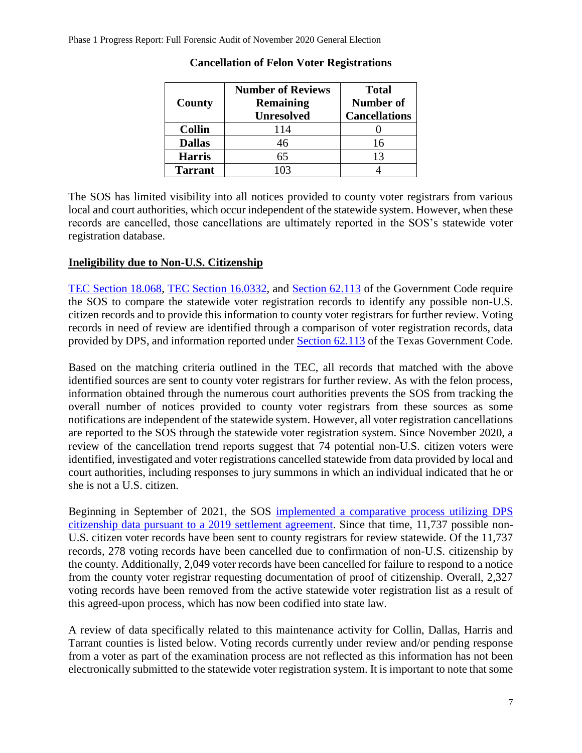**Cancellation of Felon Voter Registrations**

| County | Number of Reviews Remaining Unresolved | Total Number of Cancellations |
|---|---|---|
| **Collin** | 114 | 0 |
| **Dallas** | 46 | 16 |
| **Harris** | 65 | 13 |
| **Tarrant** | 103 | 4 |

The SOS has limited visibility into all notices provided to county voter registrars from various local and court authorities, which occur independent of the statewide system. However, when these records are cancelled, those cancellations are ultimately reported in the SOS's statewide voter registration database.

**Ineligibility due to Non-U.S. Citizenship**

TEC Section 18.068, TEC Section 16.0332, and Section 62.113 of the Government Code require the SOS to compare the statewide voter registration records to identify any possible non-U.S. citizen records and to provide this information to county voter registrars for further review. Voting records in need of review are identified through a comparison of voter registration records, data provided by DPS, and information reported under Section 62.113 of the Texas Government Code.

Based on the matching criteria outlined in the TEC, all records that matched with the above identified sources are sent to county voter registrars for further review. As with the felon process, information obtained through the numerous court authorities prevents the SOS from tracking the overall number of notices provided to county voter registrars from these sources as some notifications are independent of the statewide system. However, all voter registration cancellations are reported to the SOS through the statewide voter registration system. Since November 2020, a review of the cancellation trend reports suggest that 74 potential non-U.S. citizen voters were identified, investigated and voter registrations cancelled statewide from data provided by local and court authorities, including responses to jury summons in which an individual indicated that he or she is not a U.S. citizen.

Beginning in September of 2021, the SOS implemented a comparative process utilizing DPS citizenship data pursuant to a 2019 settlement agreement. Since that time, 11,737 possible non-U.S. citizen voter records have been sent to county registrars for review statewide. Of the 11,737 records, 278 voting records have been cancelled due to confirmation of non-U.S. citizenship by the county. Additionally, 2,049 voter records have been cancelled for failure to respond to a notice from the county voter registrar requesting documentation of proof of citizenship. Overall, 2,327 voting records have been removed from the active statewide voter registration list as a result of this agreed-upon process, which has now been codified into state law.

A review of data specifically related to this maintenance activity for Collin, Dallas, Harris and Tarrant counties is listed below. Voting records currently under review and/or pending response from a voter as part of the examination process are not reflected as this information has not been electronically submitted to the statewide voter registration system. It is important to note that some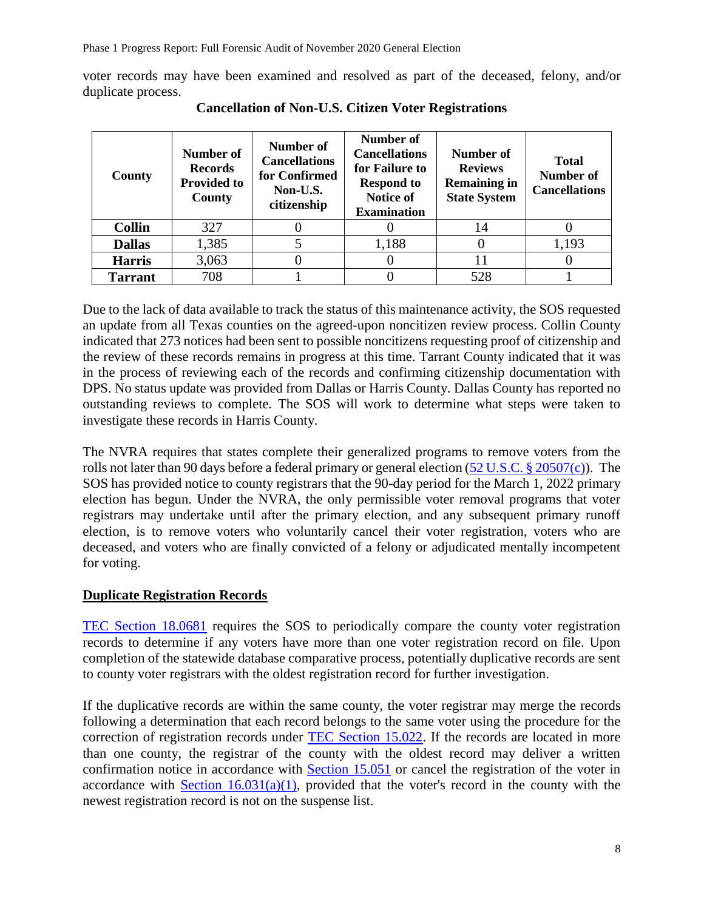voter records may have been examined and resolved as part of the deceased, felony, and/or duplicate process.

**Cancellation of Non-U.S. Citizen Voter Registrations**

| County | Number of Records Provided to County | Number of Cancellations for Confirmed Non-U.S. citizenship | Number of Cancellations for Failure to Respond to Notice of Examination | Number of Reviews Remaining in State System | Total Number of Cancellations |
|---|---|---|---|---|---|
| **Collin** | 327 | 0 | 0 | 14 | 0 |
| **Dallas** | 1,385 | 5 | 1,188 | 0 | 1,193 |
| **Harris** | 3,063 | 0 | 0 | 11 | 0 |
| **Tarrant** | 708 | 1 | 0 | 528 | 1 |

Due to the lack of data available to track the status of this maintenance activity, the SOS requested an update from all Texas counties on the agreed-upon noncitizen review process. Collin County indicated that 273 notices had been sent to possible noncitizens requesting proof of citizenship and the review of these records remains in progress at this time. Tarrant County indicated that it was in the process of reviewing each of the records and confirming citizenship documentation with DPS. No status update was provided from Dallas or Harris County. Dallas County has reported no outstanding reviews to complete. The SOS will work to determine what steps were taken to investigate these records in Harris County.

The NVRA requires that states complete their generalized programs to remove voters from the rolls not later than 90 days before a federal primary or general election ([52 U.S.C. § 20507(c)](52 U.S.C. § 20507(c))). The SOS has provided notice to county registrars that the 90-day period for the March 1, 2022 primary election has begun. Under the NVRA, the only permissible voter removal programs that voter registrars may undertake until after the primary election, and any subsequent primary runoff election, is to remove voters who voluntarily cancel their voter registration, voters who are deceased, and voters who are finally convicted of a felony or adjudicated mentally incompetent for voting.

## Duplicate Registration Records

TEC Section 18.0681 requires the SOS to periodically compare the county voter registration records to determine if any voters have more than one voter registration record on file. Upon completion of the statewide database comparative process, potentially duplicative records are sent to county voter registrars with the oldest registration record for further investigation.

If the duplicative records are within the same county, the voter registrar may merge the records following a determination that each record belongs to the same voter using the procedure for the correction of registration records under TEC Section 15.022. If the records are located in more than one county, the registrar of the county with the oldest record may deliver a written confirmation notice in accordance with Section 15.051 or cancel the registration of the voter in accordance with Section 16.031(a)(1), provided that the voter's record in the county with the newest registration record is not on the suspense list.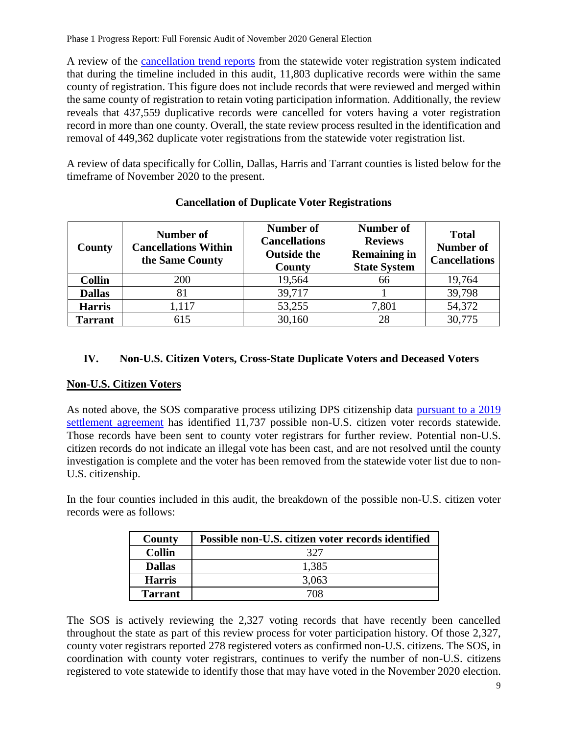A review of the [cancellation trend reports](#) from the statewide voter registration system indicated that during the timeline included in this audit, 11,803 duplicative records were within the same county of registration. This figure does not include records that were reviewed and merged within the same county of registration to retain voting participation information. Additionally, the review reveals that 437,559 duplicative records were cancelled for voters having a voter registration record in more than one county. Overall, the state review process resulted in the identification and removal of 449,362 duplicate voter registrations from the statewide voter registration list.

A review of data specifically for Collin, Dallas, Harris and Tarrant counties is listed below for the timeframe of November 2020 to the present.

**Cancellation of Duplicate Voter Registrations**

| County | Number of Cancellations Within the Same County | Number of Cancellations Outside the County | Number of Reviews Remaining in State System | Total Number of Cancellations |
|---|---|---|---|---|
| **Collin** | 200 | 19,564 | 66 | 19,764 |
| **Dallas** | 81 | 39,717 | 1 | 39,798 |
| **Harris** | 1,117 | 53,255 | 7,801 | 54,372 |
| **Tarrant** | 615 | 30,160 | 28 | 30,775 |

## IV. Non-U.S. Citizen Voters, Cross-State Duplicate Voters and Deceased Voters

### Non-U.S. Citizen Voters

As noted above, the SOS comparative process utilizing DPS citizenship data [pursuant to a 2019 settlement agreement](#) has identified 11,737 possible non-U.S. citizen voter records statewide. Those records have been sent to county voter registrars for further review. Potential non-U.S. citizen records do not indicate an illegal vote has been cast, and are not resolved until the county investigation is complete and the voter has been removed from the statewide voter list due to non-U.S. citizenship.

In the four counties included in this audit, the breakdown of the possible non-U.S. citizen voter records were as follows:

| County | Possible non-U.S. citizen voter records identified |
|---|---|
| **Collin** | 327 |
| **Dallas** | 1,385 |
| **Harris** | 3,063 |
| **Tarrant** | 708 |

The SOS is actively reviewing the 2,327 voting records that have recently been cancelled throughout the state as part of this review process for voter participation history. Of those 2,327, county voter registrars reported 278 registered voters as confirmed non-U.S. citizens. The SOS, in coordination with county voter registrars, continues to verify the number of non-U.S. citizens registered to vote statewide to identify those that may have voted in the November 2020 election.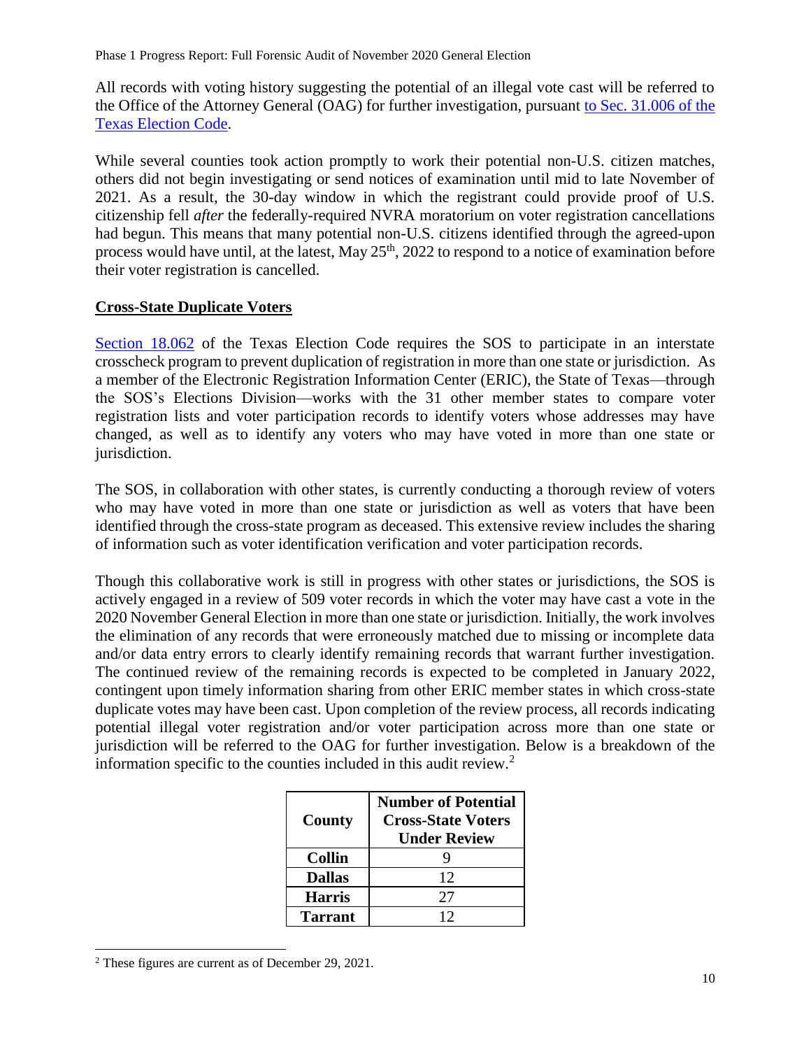All records with voting history suggesting the potential of an illegal vote cast will be referred to the Office of the Attorney General (OAG) for further investigation, pursuant to Sec. 31.006 of the Texas Election Code.

While several counties took action promptly to work their potential non-U.S. citizen matches, others did not begin investigating or send notices of examination until mid to late November of 2021. As a result, the 30-day window in which the registrant could provide proof of U.S. citizenship fell *after* the federally-required NVRA moratorium on voter registration cancellations had begun. This means that many potential non-U.S. citizens identified through the agreed-upon process would have until, at the latest, May 25th, 2022 to respond to a notice of examination before their voter registration is cancelled.

## Cross-State Duplicate Voters

Section 18.062 of the Texas Election Code requires the SOS to participate in an interstate crosscheck program to prevent duplication of registration in more than one state or jurisdiction. As a member of the Electronic Registration Information Center (ERIC), the State of Texas—through the SOS's Elections Division—works with the 31 other member states to compare voter registration lists and voter participation records to identify voters whose addresses may have changed, as well as to identify any voters who may have voted in more than one state or jurisdiction.

The SOS, in collaboration with other states, is currently conducting a thorough review of voters who may have voted in more than one state or jurisdiction as well as voters that have been identified through the cross-state program as deceased. This extensive review includes the sharing of information such as voter identification verification and voter participation records.

Though this collaborative work is still in progress with other states or jurisdictions, the SOS is actively engaged in a review of 509 voter records in which the voter may have cast a vote in the 2020 November General Election in more than one state or jurisdiction. Initially, the work involves the elimination of any records that were erroneously matched due to missing or incomplete data and/or data entry errors to clearly identify remaining records that warrant further investigation. The continued review of the remaining records is expected to be completed in January 2022, contingent upon timely information sharing from other ERIC member states in which cross-state duplicate votes may have been cast. Upon completion of the review process, all records indicating potential illegal voter registration and/or voter participation across more than one state or jurisdiction will be referred to the OAG for further investigation. Below is a breakdown of the information specific to the counties included in this audit review.[2]

| County | Number of Potential Cross-State Voters Under Review |
|---|---|
| **Collin** | 9 |
| **Dallas** | 12 |
| **Harris** | 27 |
| **Tarrant** | 12 |

[2] These figures are current as of December 29, 2021.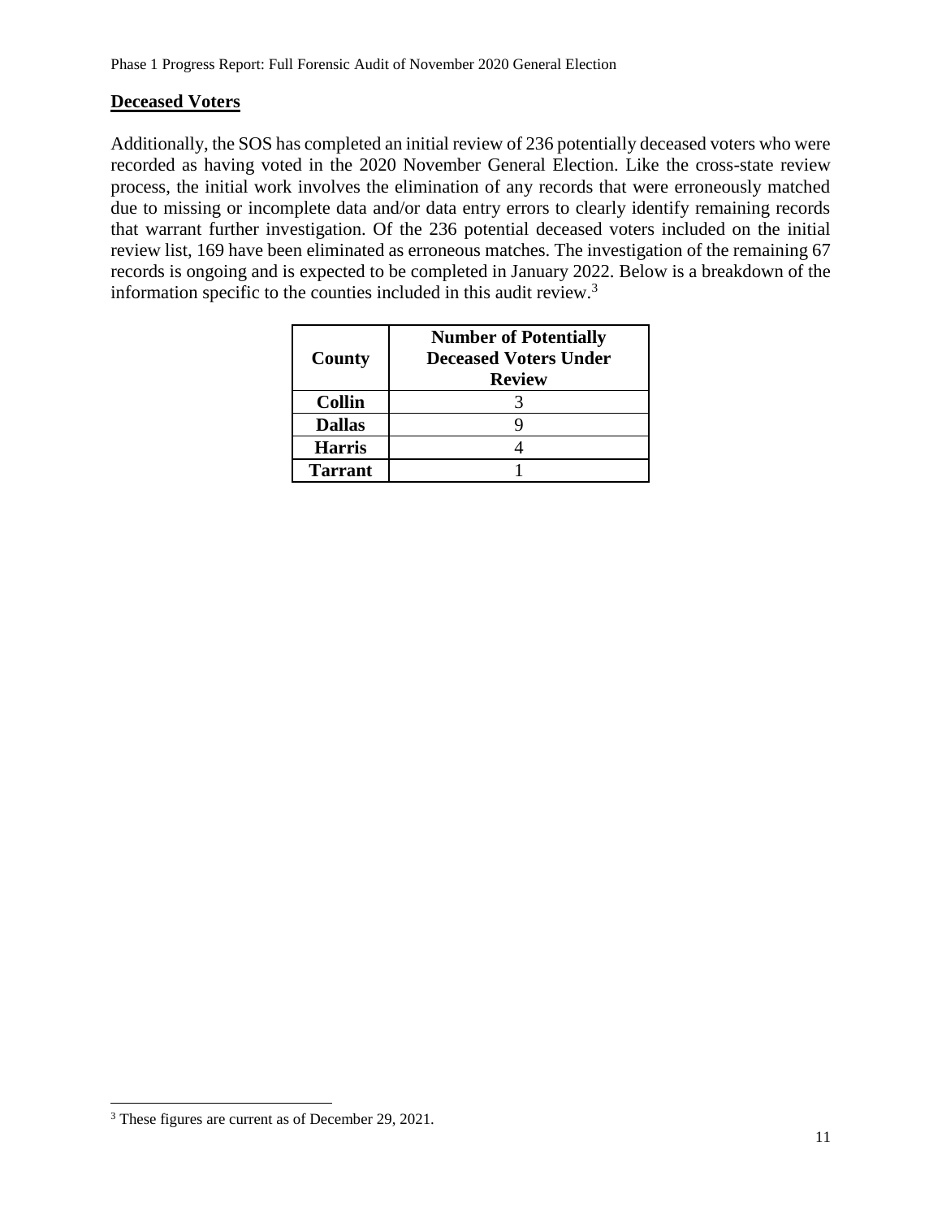## **Deceased Voters**

Additionally, the SOS has completed an initial review of 236 potentially deceased voters who were recorded as having voted in the 2020 November General Election. Like the cross-state review process, the initial work involves the elimination of any records that were erroneously matched due to missing or incomplete data and/or data entry errors to clearly identify remaining records that warrant further investigation. Of the 236 potential deceased voters included on the initial review list, 169 have been eliminated as erroneous matches. The investigation of the remaining 67 records is ongoing and is expected to be completed in January 2022. Below is a breakdown of the information specific to the counties included in this audit review.[3]

| County | Number of Potentially Deceased Voters Under Review |
|---|---|
| **Collin** | 3 |
| **Dallas** | 9 |
| **Harris** | 4 |
| **Tarrant** | 1 |

[3] These figures are current as of December 29, 2021.